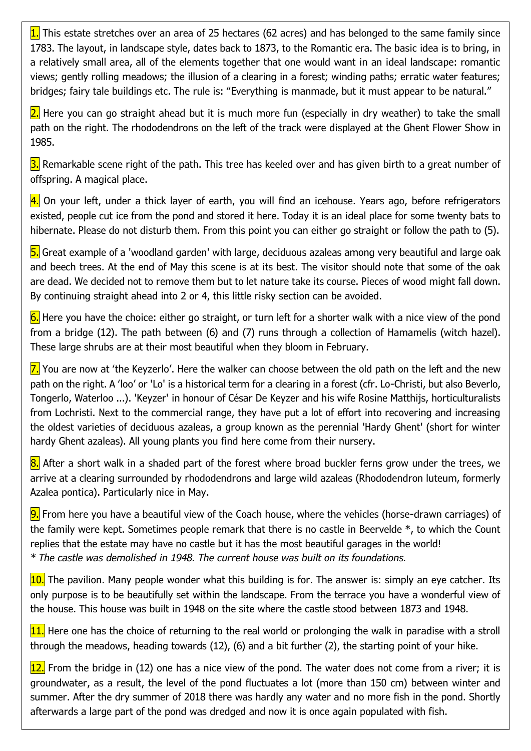**1.** This estate stretches over an area of 25 hectares (62 acres) and has belonged to the same family since 1783. The layout, in landscape style, dates back to 1873, to the Romantic era. The basic idea is to bring, in a relatively small area, all of the elements together that one would want in an ideal landscape: romantic views; gently rolling meadows; the illusion of a clearing in a forest; winding paths; erratic water features; bridges; fairy tale buildings etc. The rule is: "Everything is manmade, but it must appear to be natural."

**2.** Here you can go straight ahead but it is much more fun (especially in dry weather) to take the small path on the right. The rhododendrons on the left of the track were displayed at the Ghent Flower Show in 1985.

**3.** Remarkable scene right of the path. This tree has keeled over and has given birth to a great number of offspring. A magical place.

**4.** On your left, under a thick layer of earth, you will find an icehouse. Years ago, before refrigerators existed, people cut ice from the pond and stored it here. Today it is an ideal place for some twenty bats to hibernate. Please do not disturb them. From this point you can either go straight or follow the path to (5).

**5.** Great example of a 'woodland garden' with large, deciduous azaleas among very beautiful and large oak and beech trees. At the end of May this scene is at its best. The visitor should note that some of the oak are dead. We decided not to remove them but to let nature take its course. Pieces of wood might fall down. By continuing straight ahead into 2 or 4, this little risky section can be avoided.

**6.** Here you have the choice: either go straight, or turn left for a shorter walk with a nice view of the pond from a bridge (12). The path between (6) and (7) runs through a collection of Hamamelis (witch hazel). These large shrubs are at their most beautiful when they bloom in February.

**7.** You are now at 'the Keyzerlo'. Here the walker can choose between the old path on the left and the new path on the right. A 'loo' or 'Lo' is a historical term for a clearing in a forest (cfr. Lo-Christi, but also Beverlo, Tongerlo, Waterloo ...). 'Keyzer' in honour of César De Keyzer and his wife Rosine Matthijs, horticulturalists from Lochristi. Next to the commercial range, they have put a lot of effort into recovering and increasing the oldest varieties of deciduous azaleas, a group known as the perennial 'Hardy Ghent' (short for winter hardy Ghent azaleas). All young plants you find here come from their nursery.

**8.** After a short walk in a shaded part of the forest where broad buckler ferns grow under the trees, we arrive at a clearing surrounded by rhododendrons and large wild azaleas (Rhododendron luteum, formerly Azalea pontica). Particularly nice in May.

**9.** From here you have a beautiful view of the Coach house, where the vehicles (horse-drawn carriages) of the family were kept. Sometimes people remark that there is no castle in Beervelde *, to which the Count replies that the estate may have no castle but it has the most beautiful garages in the world!
*\* The castle was demolished in 1948. The current house was built on its foundations.*

**10.** The pavilion. Many people wonder what this building is for. The answer is: simply an eye catcher. Its only purpose is to be beautifully set within the landscape. From the terrace you have a wonderful view of the house. This house was built in 1948 on the site where the castle stood between 1873 and 1948.

**11.** Here one has the choice of returning to the real world or prolonging the walk in paradise with a stroll through the meadows, heading towards (12), (6) and a bit further (2), the starting point of your hike.

**12.** From the bridge in (12) one has a nice view of the pond. The water does not come from a river; it is groundwater, as a result, the level of the pond fluctuates a lot (more than 150 cm) between winter and summer. After the dry summer of 2018 there was hardly any water and no more fish in the pond. Shortly afterwards a large part of the pond was dredged and now it is once again populated with fish.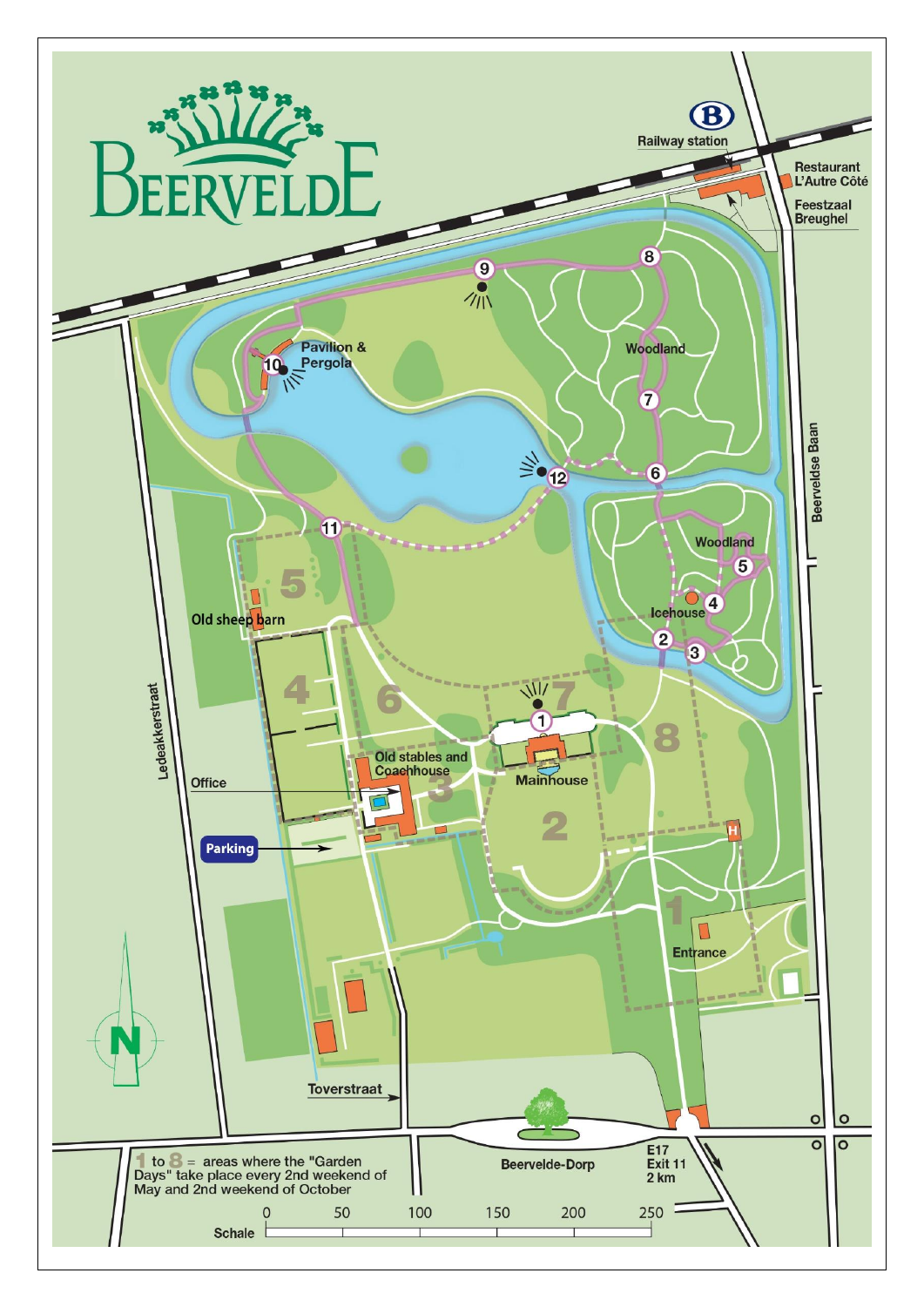# BEERVELDE

Railway station

Restaurant L'Autre Côté

Feestzaal Breughel

Pavilion & Pergola

Woodland

Woodland

Icehouse

Beerveldse Baan

Old sheep barn

Ledeakkerstraat

Old stables and Coachhouse

Mainhouse

Office

Parking

Entrance

Toverstraat

Beervelde-Dorp

E17 Exit 11 2 km

1 to 8 = areas where the "Garden Days" take place every 2nd weekend of May and 2nd weekend of October

Schale

0 50 100 150 200 250